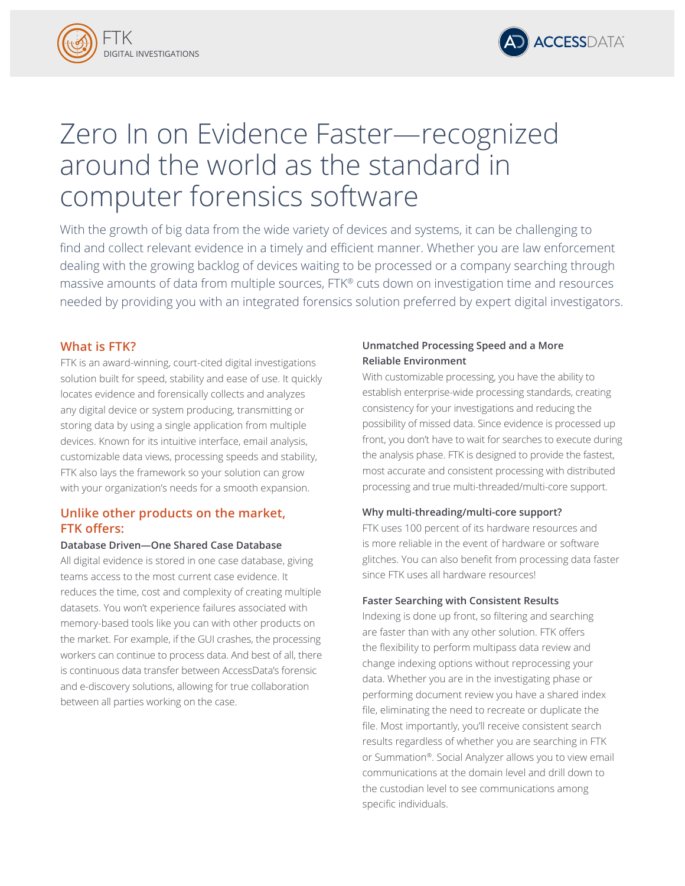FTK
DIGITAL INVESTIGATIONS

ACCESSDATA®

# Zero In on Evidence Faster—recognized around the world as the standard in computer forensics software

With the growth of big data from the wide variety of devices and systems, it can be challenging to find and collect relevant evidence in a timely and efficient manner. Whether you are law enforcement dealing with the growing backlog of devices waiting to be processed or a company searching through massive amounts of data from multiple sources, FTK® cuts down on investigation time and resources needed by providing you with an integrated forensics solution preferred by expert digital investigators.

## What is FTK?

FTK is an award-winning, court-cited digital investigations solution built for speed, stability and ease of use. It quickly locates evidence and forensically collects and analyzes any digital device or system producing, transmitting or storing data by using a single application from multiple devices. Known for its intuitive interface, email analysis, customizable data views, processing speeds and stability, FTK also lays the framework so your solution can grow with your organization's needs for a smooth expansion.

## Unlike other products on the market, FTK offers:

### Database Driven—One Shared Case Database

All digital evidence is stored in one case database, giving teams access to the most current case evidence. It reduces the time, cost and complexity of creating multiple datasets. You won't experience failures associated with memory-based tools like you can with other products on the market. For example, if the GUI crashes, the processing workers can continue to process data. And best of all, there is continuous data transfer between AccessData's forensic and e-discovery solutions, allowing for true collaboration between all parties working on the case.

### Unmatched Processing Speed and a More Reliable Environment

With customizable processing, you have the ability to establish enterprise-wide processing standards, creating consistency for your investigations and reducing the possibility of missed data. Since evidence is processed up front, you don't have to wait for searches to execute during the analysis phase. FTK is designed to provide the fastest, most accurate and consistent processing with distributed processing and true multi-threaded/multi-core support.

### Why multi-threading/multi-core support?

FTK uses 100 percent of its hardware resources and is more reliable in the event of hardware or software glitches. You can also benefit from processing data faster since FTK uses all hardware resources!

### Faster Searching with Consistent Results

Indexing is done up front, so filtering and searching are faster than with any other solution. FTK offers the flexibility to perform multipass data review and change indexing options without reprocessing your data. Whether you are in the investigating phase or performing document review you have a shared index file, eliminating the need to recreate or duplicate the file. Most importantly, you'll receive consistent search results regardless of whether you are searching in FTK or Summation®. Social Analyzer allows you to view email communications at the domain level and drill down to the custodian level to see communications among specific individuals.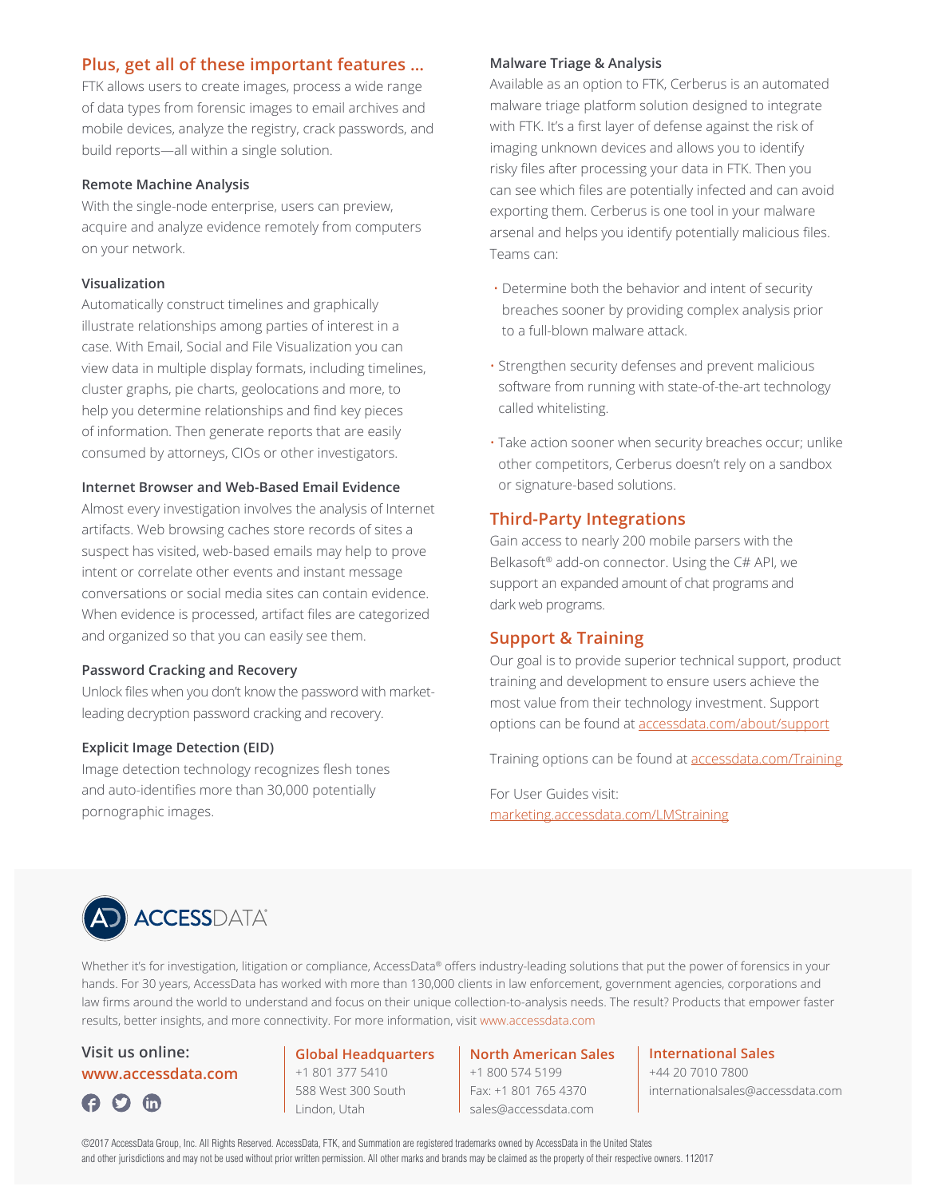## Plus, get all of these important features ...

FTK allows users to create images, process a wide range of data types from forensic images to email archives and mobile devices, analyze the registry, crack passwords, and build reports—all within a single solution.

### Remote Machine Analysis

With the single-node enterprise, users can preview, acquire and analyze evidence remotely from computers on your network.

### Visualization

Automatically construct timelines and graphically illustrate relationships among parties of interest in a case. With Email, Social and File Visualization you can view data in multiple display formats, including timelines, cluster graphs, pie charts, geolocations and more, to help you determine relationships and find key pieces of information. Then generate reports that are easily consumed by attorneys, CIOs or other investigators.

### Internet Browser and Web-Based Email Evidence

Almost every investigation involves the analysis of Internet artifacts. Web browsing caches store records of sites a suspect has visited, web-based emails may help to prove intent or correlate other events and instant message conversations or social media sites can contain evidence. When evidence is processed, artifact files are categorized and organized so that you can easily see them.

### Password Cracking and Recovery

Unlock files when you don't know the password with market-leading decryption password cracking and recovery.

### Explicit Image Detection (EID)

Image detection technology recognizes flesh tones and auto-identifies more than 30,000 potentially pornographic images.

### Malware Triage & Analysis

Available as an option to FTK, Cerberus is an automated malware triage platform solution designed to integrate with FTK. It's a first layer of defense against the risk of imaging unknown devices and allows you to identify risky files after processing your data in FTK. Then you can see which files are potentially infected and can avoid exporting them. Cerberus is one tool in your malware arsenal and helps you identify potentially malicious files. Teams can:

- Determine both the behavior and intent of security breaches sooner by providing complex analysis prior to a full-blown malware attack.
- Strengthen security defenses and prevent malicious software from running with state-of-the-art technology called whitelisting.
- Take action sooner when security breaches occur; unlike other competitors, Cerberus doesn't rely on a sandbox or signature-based solutions.

## Third-Party Integrations

Gain access to nearly 200 mobile parsers with the Belkasoft® add-on connector. Using the C# API, we support an expanded amount of chat programs and dark web programs.

## Support & Training

Our goal is to provide superior technical support, product training and development to ensure users achieve the most value from their technology investment. Support options can be found at accessdata.com/about/support

Training options can be found at accessdata.com/Training

For User Guides visit:
marketing.accessdata.com/LMStraining

ACCESSDATA

Whether it's for investigation, litigation or compliance, AccessData® offers industry-leading solutions that put the power of forensics in your hands. For 30 years, AccessData has worked with more than 130,000 clients in law enforcement, government agencies, corporations and law firms around the world to understand and focus on their unique collection-to-analysis needs. The result? Products that empower faster results, better insights, and more connectivity. For more information, visit www.accessdata.com

**Visit us online:**
**www.accessdata.com**

**Global Headquarters**
+1 801 377 5410
588 West 300 South
Lindon, Utah

**North American Sales**
+1 800 574 5199
Fax: +1 801 765 4370
sales@accessdata.com

**International Sales**
+44 20 7010 7800
internationalsales@accessdata.com

©2017 AccessData Group, Inc. All Rights Reserved. AccessData, FTK, and Summation are registered trademarks owned by AccessData in the United States and other jurisdictions and may not be used without prior written permission. All other marks and brands may be claimed as the property of their respective owners. 112017